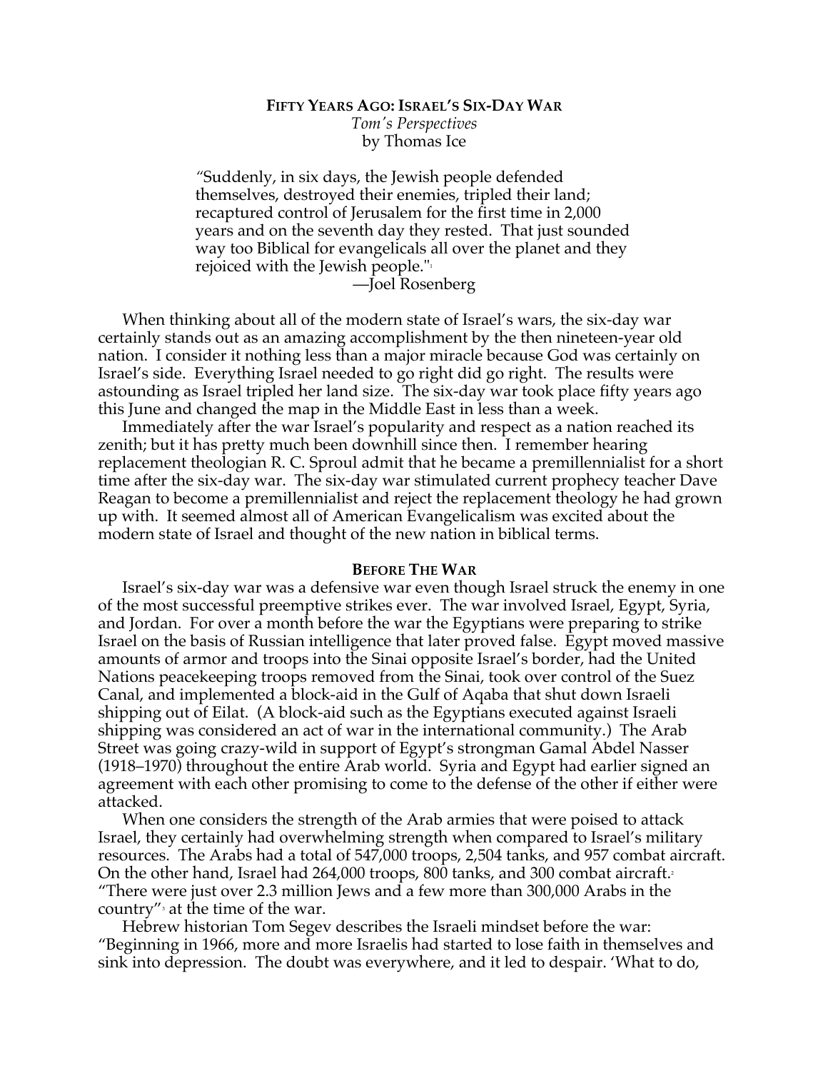# FIFTY YEARS AGO: ISRAEL'S SIX-DAY WAR

*Tom's Perspectives*
by Thomas Ice

> "Suddenly, in six days, the Jewish people defended themselves, destroyed their enemies, tripled their land; recaptured control of Jerusalem for the first time in 2,000 years and on the seventh day they rested. That just sounded way too Biblical for evangelicals all over the planet and they rejoiced with the Jewish people."[1]
>
> —Joel Rosenberg

When thinking about all of the modern state of Israel's wars, the six-day war certainly stands out as an amazing accomplishment by the then nineteen-year old nation. I consider it nothing less than a major miracle because God was certainly on Israel's side. Everything Israel needed to go right did go right. The results were astounding as Israel tripled her land size. The six-day war took place fifty years ago this June and changed the map in the Middle East in less than a week.

Immediately after the war Israel's popularity and respect as a nation reached its zenith; but it has pretty much been downhill since then. I remember hearing replacement theologian R. C. Sproul admit that he became a premillennialist for a short time after the six-day war. The six-day war stimulated current prophecy teacher Dave Reagan to become a premillennialist and reject the replacement theology he had grown up with. It seemed almost all of American Evangelicalism was excited about the modern state of Israel and thought of the new nation in biblical terms.

## BEFORE THE WAR

Israel's six-day war was a defensive war even though Israel struck the enemy in one of the most successful preemptive strikes ever. The war involved Israel, Egypt, Syria, and Jordan. For over a month before the war the Egyptians were preparing to strike Israel on the basis of Russian intelligence that later proved false. Egypt moved massive amounts of armor and troops into the Sinai opposite Israel's border, had the United Nations peacekeeping troops removed from the Sinai, took over control of the Suez Canal, and implemented a block-aid in the Gulf of Aqaba that shut down Israeli shipping out of Eilat. (A block-aid such as the Egyptians executed against Israeli shipping was considered an act of war in the international community.) The Arab Street was going crazy-wild in support of Egypt's strongman Gamal Abdel Nasser (1918–1970) throughout the entire Arab world. Syria and Egypt had earlier signed an agreement with each other promising to come to the defense of the other if either were attacked.

When one considers the strength of the Arab armies that were poised to attack Israel, they certainly had overwhelming strength when compared to Israel's military resources. The Arabs had a total of 547,000 troops, 2,504 tanks, and 957 combat aircraft. On the other hand, Israel had 264,000 troops, 800 tanks, and 300 combat aircraft.[2] "There were just over 2.3 million Jews and a few more than 300,000 Arabs in the country"[3] at the time of the war.

Hebrew historian Tom Segev describes the Israeli mindset before the war: "Beginning in 1966, more and more Israelis had started to lose faith in themselves and sink into depression. The doubt was everywhere, and it led to despair. 'What to do,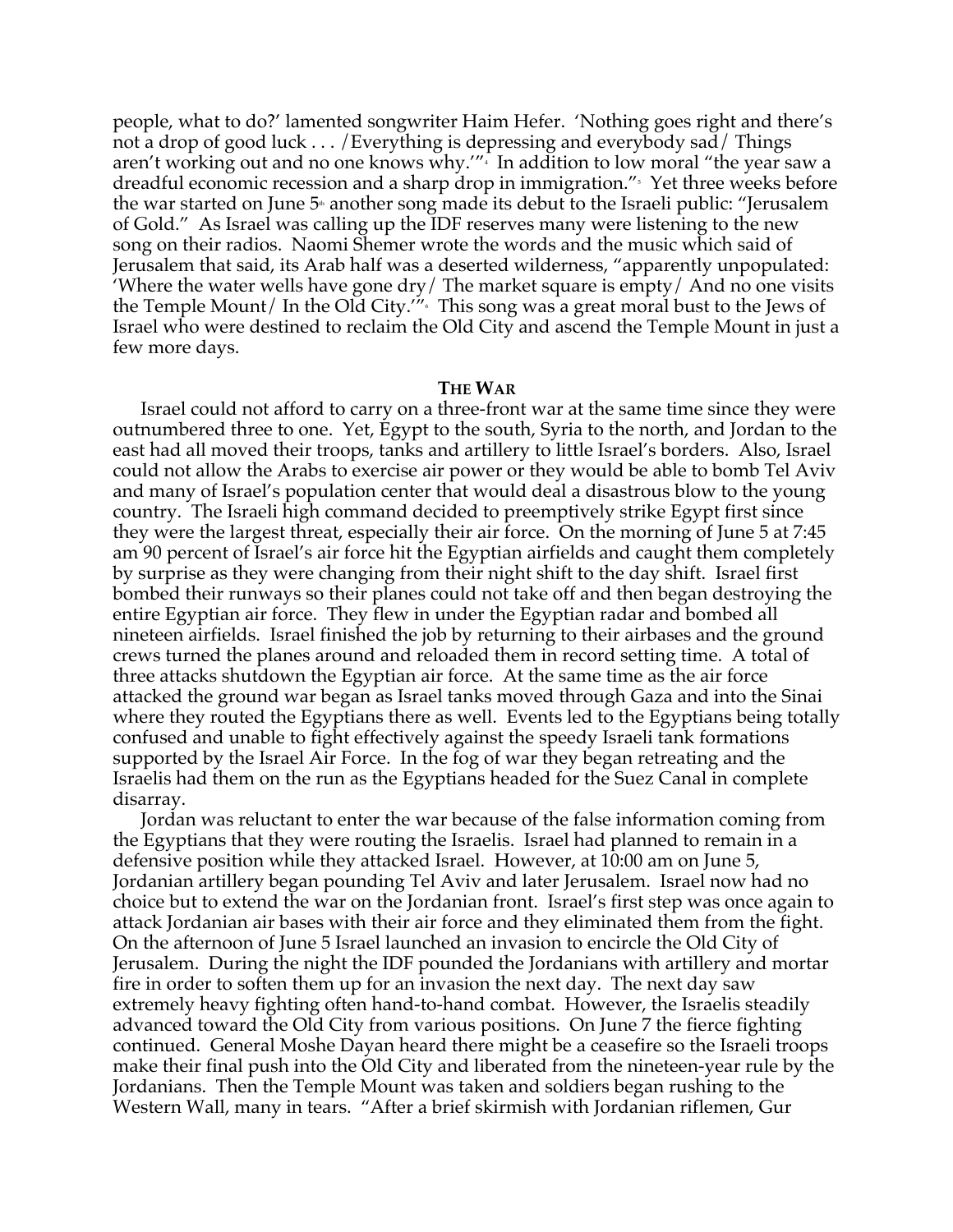people, what to do?' lamented songwriter Haim Hefer. 'Nothing goes right and there's not a drop of good luck . . . /Everything is depressing and everybody sad/ Things aren't working out and no one knows why.'"[4] In addition to low moral "the year saw a dreadful economic recession and a sharp drop in immigration."[5] Yet three weeks before the war started on June 5th another song made its debut to the Israeli public: "Jerusalem of Gold." As Israel was calling up the IDF reserves many were listening to the new song on their radios. Naomi Shemer wrote the words and the music which said of Jerusalem that said, its Arab half was a deserted wilderness, "apparently unpopulated: 'Where the water wells have gone dry/ The market square is empty/ And no one visits the Temple Mount/ In the Old City.'"[6] This song was a great moral bust to the Jews of Israel who were destined to reclaim the Old City and ascend the Temple Mount in just a few more days.

### **The War**

Israel could not afford to carry on a three-front war at the same time since they were outnumbered three to one. Yet, Egypt to the south, Syria to the north, and Jordan to the east had all moved their troops, tanks and artillery to little Israel's borders. Also, Israel could not allow the Arabs to exercise air power or they would be able to bomb Tel Aviv and many of Israel's population center that would deal a disastrous blow to the young country. The Israeli high command decided to preemptively strike Egypt first since they were the largest threat, especially their air force. On the morning of June 5 at 7:45 am 90 percent of Israel's air force hit the Egyptian airfields and caught them completely by surprise as they were changing from their night shift to the day shift. Israel first bombed their runways so their planes could not take off and then began destroying the entire Egyptian air force. They flew in under the Egyptian radar and bombed all nineteen airfields. Israel finished the job by returning to their airbases and the ground crews turned the planes around and reloaded them in record setting time. A total of three attacks shutdown the Egyptian air force. At the same time as the air force attacked the ground war began as Israel tanks moved through Gaza and into the Sinai where they routed the Egyptians there as well. Events led to the Egyptians being totally confused and unable to fight effectively against the speedy Israeli tank formations supported by the Israel Air Force. In the fog of war they began retreating and the Israelis had them on the run as the Egyptians headed for the Suez Canal in complete disarray.

Jordan was reluctant to enter the war because of the false information coming from the Egyptians that they were routing the Israelis. Israel had planned to remain in a defensive position while they attacked Israel. However, at 10:00 am on June 5, Jordanian artillery began pounding Tel Aviv and later Jerusalem. Israel now had no choice but to extend the war on the Jordanian front. Israel's first step was once again to attack Jordanian air bases with their air force and they eliminated them from the fight. On the afternoon of June 5 Israel launched an invasion to encircle the Old City of Jerusalem. During the night the IDF pounded the Jordanians with artillery and mortar fire in order to soften them up for an invasion the next day. The next day saw extremely heavy fighting often hand-to-hand combat. However, the Israelis steadily advanced toward the Old City from various positions. On June 7 the fierce fighting continued. General Moshe Dayan heard there might be a ceasefire so the Israeli troops make their final push into the Old City and liberated from the nineteen-year rule by the Jordanians. Then the Temple Mount was taken and soldiers began rushing to the Western Wall, many in tears. "After a brief skirmish with Jordanian riflemen, Gur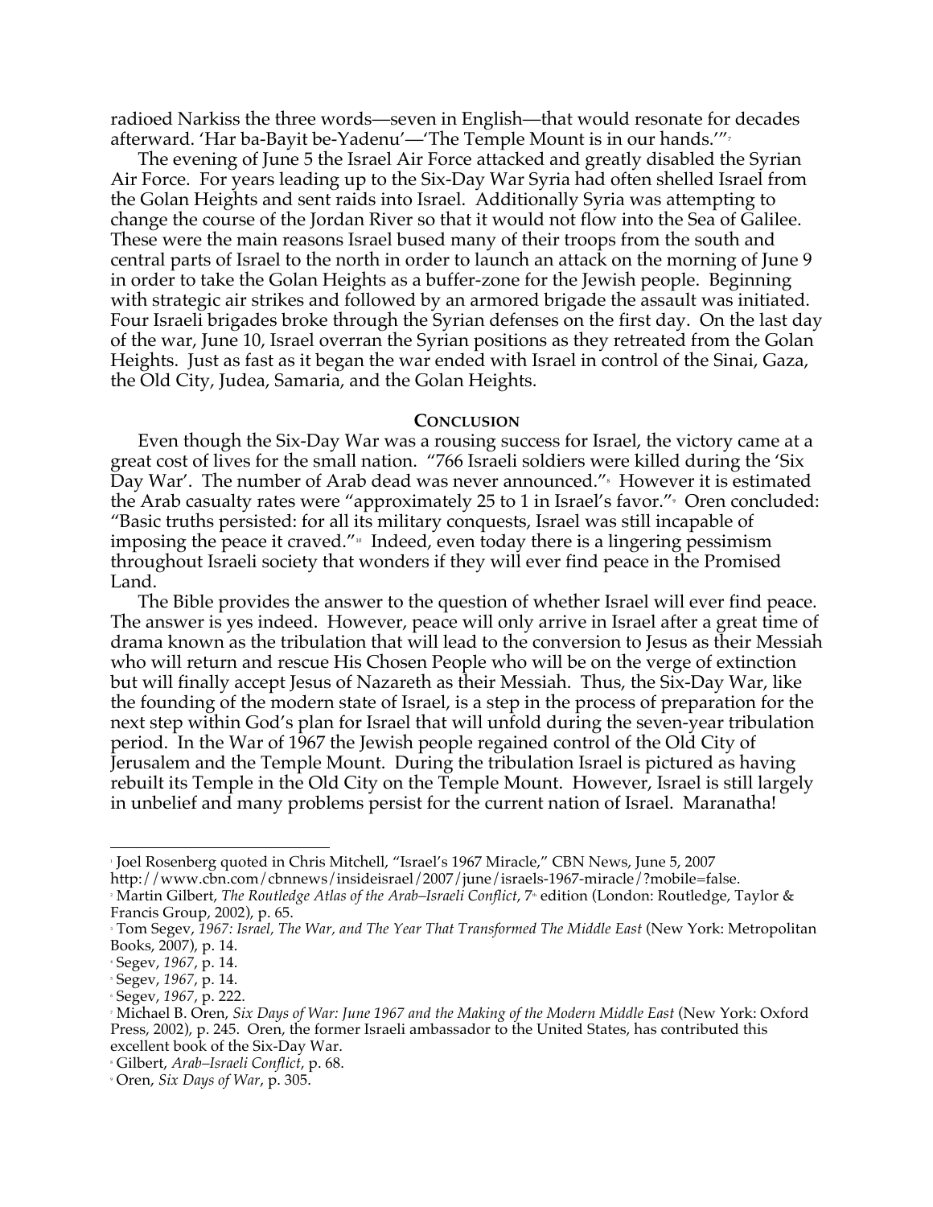radioed Narkiss the three words—seven in English—that would resonate for decades afterward. 'Har ba-Bayit be-Yadenu'—'The Temple Mount is in our hands.'"[7]

The evening of June 5 the Israel Air Force attacked and greatly disabled the Syrian Air Force. For years leading up to the Six-Day War Syria had often shelled Israel from the Golan Heights and sent raids into Israel. Additionally Syria was attempting to change the course of the Jordan River so that it would not flow into the Sea of Galilee. These were the main reasons Israel bused many of their troops from the south and central parts of Israel to the north in order to launch an attack on the morning of June 9 in order to take the Golan Heights as a buffer-zone for the Jewish people. Beginning with strategic air strikes and followed by an armored brigade the assault was initiated. Four Israeli brigades broke through the Syrian defenses on the first day. On the last day of the war, June 10, Israel overran the Syrian positions as they retreated from the Golan Heights. Just as fast as it began the war ended with Israel in control of the Sinai, Gaza, the Old City, Judea, Samaria, and the Golan Heights.

## CONCLUSION

Even though the Six-Day War was a rousing success for Israel, the victory came at a great cost of lives for the small nation. "766 Israeli soldiers were killed during the 'Six Day War'. The number of Arab dead was never announced."[8] However it is estimated the Arab casualty rates were "approximately 25 to 1 in Israel's favor."[9] Oren concluded: "Basic truths persisted: for all its military conquests, Israel was still incapable of imposing the peace it craved."[10] Indeed, even today there is a lingering pessimism throughout Israeli society that wonders if they will ever find peace in the Promised Land.

The Bible provides the answer to the question of whether Israel will ever find peace. The answer is yes indeed. However, peace will only arrive in Israel after a great time of drama known as the tribulation that will lead to the conversion to Jesus as their Messiah who will return and rescue His Chosen People who will be on the verge of extinction but will finally accept Jesus of Nazareth as their Messiah. Thus, the Six-Day War, like the founding of the modern state of Israel, is a step in the process of preparation for the next step within God's plan for Israel that will unfold during the seven-year tribulation period. In the War of 1967 the Jewish people regained control of the Old City of Jerusalem and the Temple Mount. During the tribulation Israel is pictured as having rebuilt its Temple in the Old City on the Temple Mount. However, Israel is still largely in unbelief and many problems persist for the current nation of Israel. Maranatha!

---

[1] Joel Rosenberg quoted in Chris Mitchell, "Israel's 1967 Miracle," CBN News, June 5, 2007 http://www.cbn.com/cbnnews/insideisrael/2007/june/israels-1967-miracle/?mobile=false.

[2] Martin Gilbert, *The Routledge Atlas of the Arab–Israeli Conflict*, 7th edition (London: Routledge, Taylor & Francis Group, 2002), p. 65.

[3] Tom Segev, *1967: Israel, The War, and The Year That Transformed The Middle East* (New York: Metropolitan Books, 2007), p. 14.

[4] Segev, *1967*, p. 14.

[5] Segev, *1967*, p. 14.

[6] Segev, *1967*, p. 222.

[7] Michael B. Oren, *Six Days of War: June 1967 and the Making of the Modern Middle East* (New York: Oxford Press, 2002), p. 245. Oren, the former Israeli ambassador to the United States, has contributed this excellent book of the Six-Day War.

[8] Gilbert, *Arab–Israeli Conflict*, p. 68.

[9] Oren, *Six Days of War*, p. 305.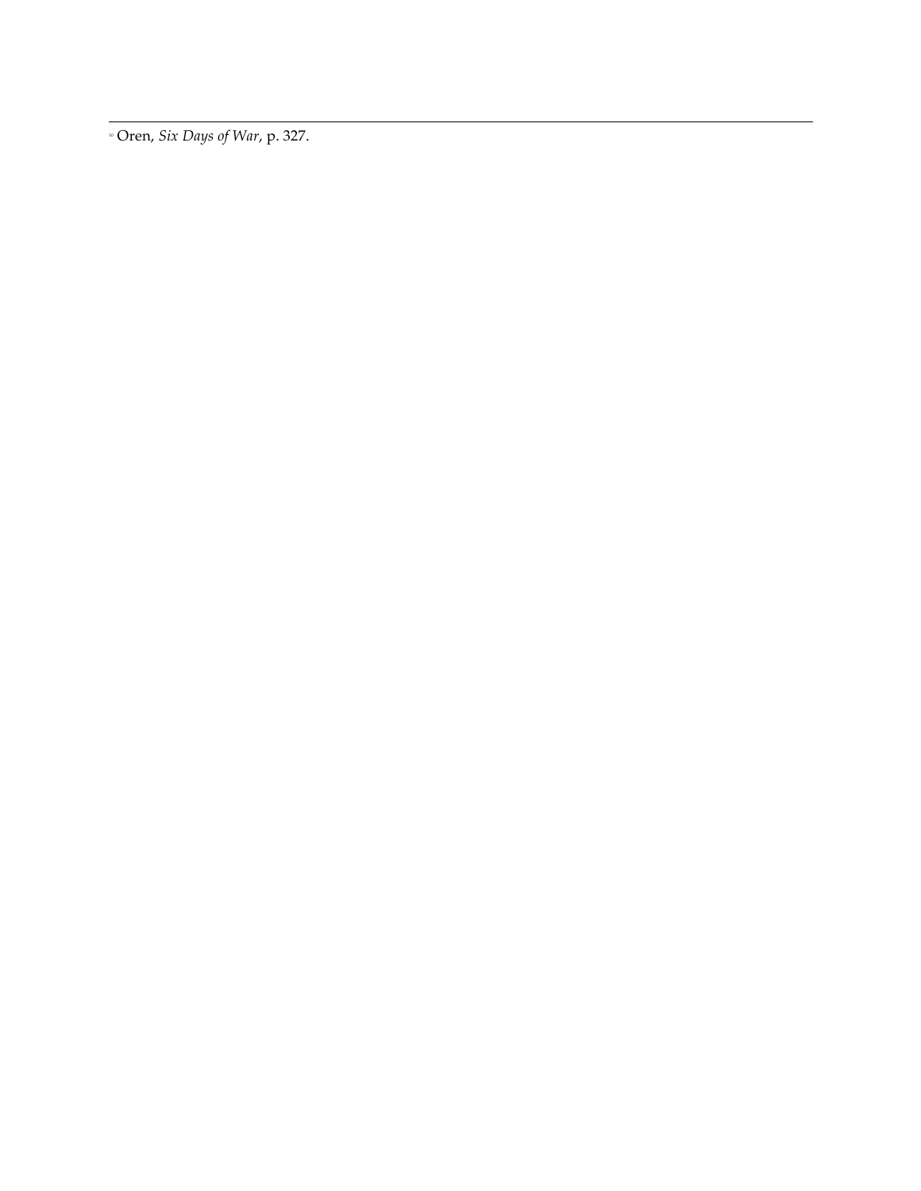[10] Oren, *Six Days of War*, p. 327.